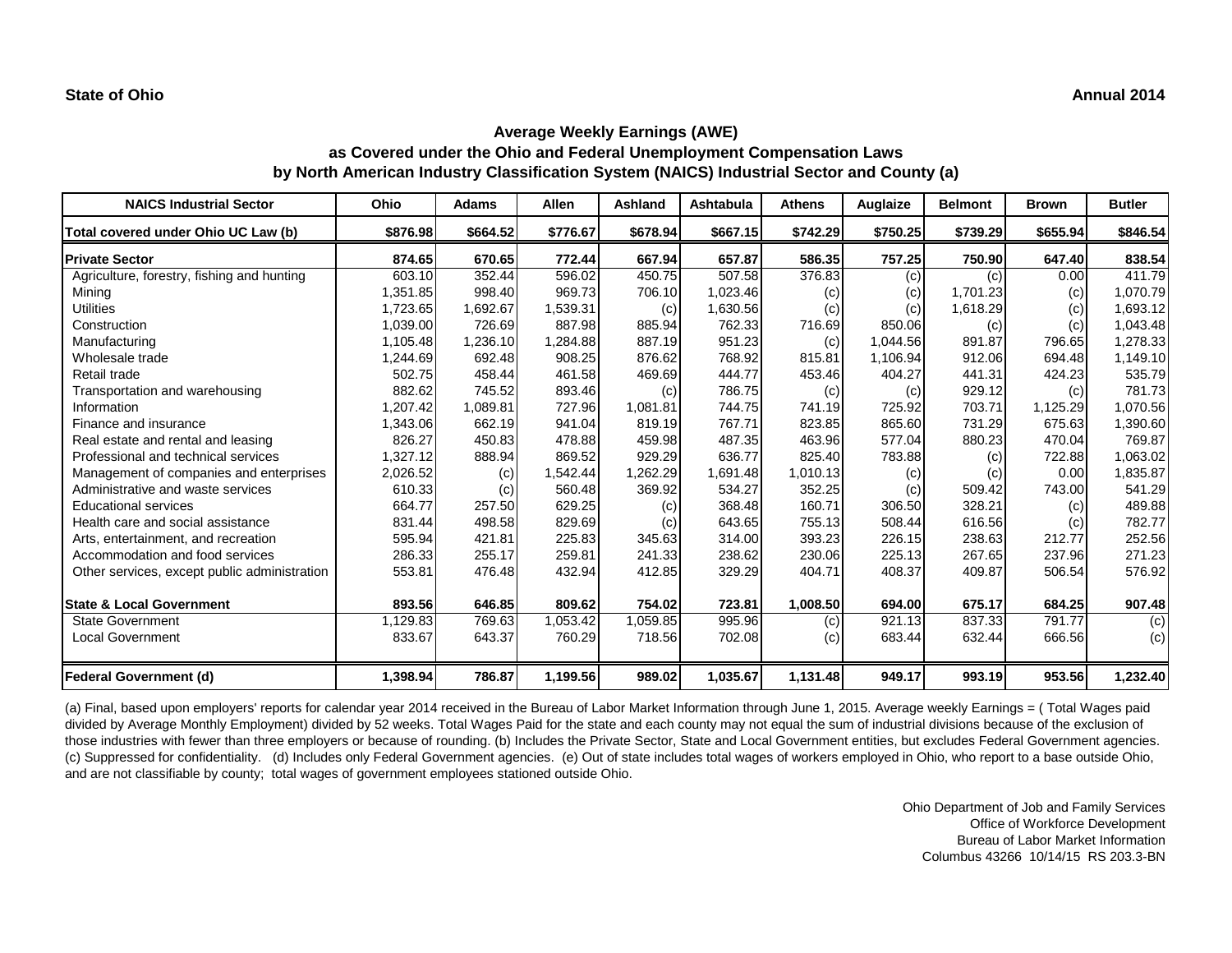**State of Ohio** | **Annual 2014**

## Average Weekly Earnings (AWE)
### as Covered under the Ohio and Federal Unemployment Compensation Laws
### by North American Industry Classification System (NAICS) Industrial Sector and County (a)

| NAICS Industrial Sector | Ohio | Adams | Allen | Ashland | Ashtabula | Athens | Auglaize | Belmont | Brown | Butler |
|---|---|---|---|---|---|---|---|---|---|---|
| **Total covered under Ohio UC Law (b)** | **$876.98** | **$664.52** | **$776.67** | **$678.94** | **$667.15** | **$742.29** | **$750.25** | **$739.29** | **$655.94** | **$846.54** |
| **Private Sector** | **874.65** | **670.65** | **772.44** | **667.94** | **657.87** | **586.35** | **757.25** | **750.90** | **647.40** | **838.54** |
| Agriculture, forestry, fishing and hunting | 603.10 | 352.44 | 596.02 | 450.75 | 507.58 | 376.83 | (c) | (c) | 0.00 | 411.79 |
| Mining | 1,351.85 | 998.40 | 969.73 | 706.10 | 1,023.46 | (c) | (c) | 1,701.23 | (c) | 1,070.79 |
| Utilities | 1,723.65 | 1,692.67 | 1,539.31 | (c) | 1,630.56 | (c) | (c) | 1,618.29 | (c) | 1,693.12 |
| Construction | 1,039.00 | 726.69 | 887.98 | 885.94 | 762.33 | 716.69 | 850.06 | (c) | (c) | 1,043.48 |
| Manufacturing | 1,105.48 | 1,236.10 | 1,284.88 | 887.19 | 951.23 | (c) | 1,044.56 | 891.87 | 796.65 | 1,278.33 |
| Wholesale trade | 1,244.69 | 692.48 | 908.25 | 876.62 | 768.92 | 815.81 | 1,106.94 | 912.06 | 694.48 | 1,149.10 |
| Retail trade | 502.75 | 458.44 | 461.58 | 469.69 | 444.77 | 453.46 | 404.27 | 441.31 | 424.23 | 535.79 |
| Transportation and warehousing | 882.62 | 745.52 | 893.46 | (c) | 786.75 | (c) | (c) | 929.12 | (c) | 781.73 |
| Information | 1,207.42 | 1,089.81 | 727.96 | 1,081.81 | 744.75 | 741.19 | 725.92 | 703.71 | 1,125.29 | 1,070.56 |
| Finance and insurance | 1,343.06 | 662.19 | 941.04 | 819.19 | 767.71 | 823.85 | 865.60 | 731.29 | 675.63 | 1,390.60 |
| Real estate and rental and leasing | 826.27 | 450.83 | 478.88 | 459.98 | 487.35 | 463.96 | 577.04 | 880.23 | 470.04 | 769.87 |
| Professional and technical services | 1,327.12 | 888.94 | 869.52 | 929.29 | 636.77 | 825.40 | 783.88 | (c) | 722.88 | 1,063.02 |
| Management of companies and enterprises | 2,026.52 | (c) | 1,542.44 | 1,262.29 | 1,691.48 | 1,010.13 | (c) | (c) | 0.00 | 1,835.87 |
| Administrative and waste services | 610.33 | (c) | 560.48 | 369.92 | 534.27 | 352.25 | (c) | 509.42 | 743.00 | 541.29 |
| Educational services | 664.77 | 257.50 | 629.25 | (c) | 368.48 | 160.71 | 306.50 | 328.21 | (c) | 489.88 |
| Health care and social assistance | 831.44 | 498.58 | 829.69 | (c) | 643.65 | 755.13 | 508.44 | 616.56 | (c) | 782.77 |
| Arts, entertainment, and recreation | 595.94 | 421.81 | 225.83 | 345.63 | 314.00 | 393.23 | 226.15 | 238.63 | 212.77 | 252.56 |
| Accommodation and food services | 286.33 | 255.17 | 259.81 | 241.33 | 238.62 | 230.06 | 225.13 | 267.65 | 237.96 | 271.23 |
| Other services, except public administration | 553.81 | 476.48 | 432.94 | 412.85 | 329.29 | 404.71 | 408.37 | 409.87 | 506.54 | 576.92 |
| **State & Local Government** | **893.56** | **646.85** | **809.62** | **754.02** | **723.81** | **1,008.50** | **694.00** | **675.17** | **684.25** | **907.48** |
| State Government | 1,129.83 | 769.63 | 1,053.42 | 1,059.85 | 995.96 | (c) | 921.13 | 837.33 | 791.77 | (c) |
| Local Government | 833.67 | 643.37 | 760.29 | 718.56 | 702.08 | (c) | 683.44 | 632.44 | 666.56 | (c) |
| **Federal Government (d)** | **1,398.94** | **786.87** | **1,199.56** | **989.02** | **1,035.67** | **1,131.48** | **949.17** | **993.19** | **953.56** | **1,232.40** |

(a) Final, based upon employers' reports for calendar year 2014 received in the Bureau of Labor Market Information through June 1, 2015. Average weekly Earnings = ( Total Wages paid divided by Average Monthly Employment) divided by 52 weeks. Total Wages Paid for the state and each county may not equal the sum of industrial divisions because of the exclusion of those industries with fewer than three employers or because of rounding. (b) Includes the Private Sector, State and Local Government entities, but excludes Federal Government agencies. (c) Suppressed for confidentiality. (d) Includes only Federal Government agencies. (e) Out of state includes total wages of workers employed in Ohio, who report to a base outside Ohio, and are not classifiable by county; total wages of government employees stationed outside Ohio.

Ohio Department of Job and Family Services
Office of Workforce Development
Bureau of Labor Market Information
Columbus 43266 10/14/15 RS 203.3-BN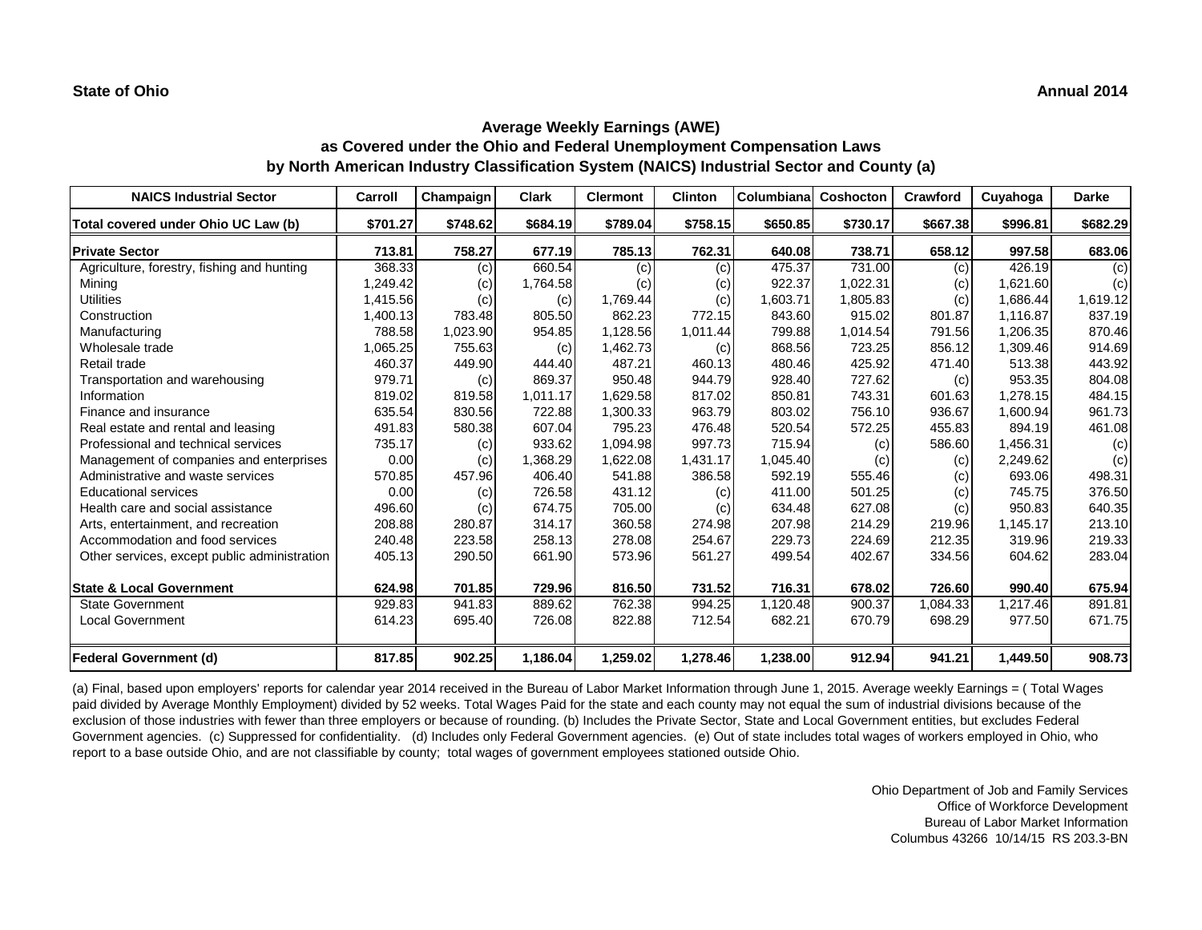**State of Ohio** **Annual 2014**

## Average Weekly Earnings (AWE)
## as Covered under the Ohio and Federal Unemployment Compensation Laws
## by North American Industry Classification System (NAICS) Industrial Sector and County (a)

| NAICS Industrial Sector | Carroll | Champaign | Clark | Clermont | Clinton | Columbiana | Coshocton | Crawford | Cuyahoga | Darke |
|---|---|---|---|---|---|---|---|---|---|---|
| **Total covered under Ohio UC Law (b)** | **$701.27** | **$748.62** | **$684.19** | **$789.04** | **$758.15** | **$650.85** | **$730.17** | **$667.38** | **$996.81** | **$682.29** |
| **Private Sector** | **713.81** | **758.27** | **677.19** | **785.13** | **762.31** | **640.08** | **738.71** | **658.12** | **997.58** | **683.06** |
| Agriculture, forestry, fishing and hunting | 368.33 | (c) | 660.54 | (c) | (c) | 475.37 | 731.00 | (c) | 426.19 | (c) |
| Mining | 1,249.42 | (c) | 1,764.58 | (c) | (c) | 922.37 | 1,022.31 | (c) | 1,621.60 | (c) |
| Utilities | 1,415.56 | (c) | (c) | 1,769.44 | (c) | 1,603.71 | 1,805.83 | (c) | 1,686.44 | 1,619.12 |
| Construction | 1,400.13 | 783.48 | 805.50 | 862.23 | 772.15 | 843.60 | 915.02 | 801.87 | 1,116.87 | 837.19 |
| Manufacturing | 788.58 | 1,023.90 | 954.85 | 1,128.56 | 1,011.44 | 799.88 | 1,014.54 | 791.56 | 1,206.35 | 870.46 |
| Wholesale trade | 1,065.25 | 755.63 | (c) | 1,462.73 | (c) | 868.56 | 723.25 | 856.12 | 1,309.46 | 914.69 |
| Retail trade | 460.37 | 449.90 | 444.40 | 487.21 | 460.13 | 480.46 | 425.92 | 471.40 | 513.38 | 443.92 |
| Transportation and warehousing | 979.71 | (c) | 869.37 | 950.48 | 944.79 | 928.40 | 727.62 | (c) | 953.35 | 804.08 |
| Information | 819.02 | 819.58 | 1,011.17 | 1,629.58 | 817.02 | 850.81 | 743.31 | 601.63 | 1,278.15 | 484.15 |
| Finance and insurance | 635.54 | 830.56 | 722.88 | 1,300.33 | 963.79 | 803.02 | 756.10 | 936.67 | 1,600.94 | 961.73 |
| Real estate and rental and leasing | 491.83 | 580.38 | 607.04 | 795.23 | 476.48 | 520.54 | 572.25 | 455.83 | 894.19 | 461.08 |
| Professional and technical services | 735.17 | (c) | 933.62 | 1,094.98 | 997.73 | 715.94 | (c) | 586.60 | 1,456.31 | (c) |
| Management of companies and enterprises | 0.00 | (c) | 1,368.29 | 1,622.08 | 1,431.17 | 1,045.40 | (c) | (c) | 2,249.62 | (c) |
| Administrative and waste services | 570.85 | 457.96 | 406.40 | 541.88 | 386.58 | 592.19 | 555.46 | (c) | 693.06 | 498.31 |
| Educational services | 0.00 | (c) | 726.58 | 431.12 | (c) | 411.00 | 501.25 | (c) | 745.75 | 376.50 |
| Health care and social assistance | 496.60 | (c) | 674.75 | 705.00 | (c) | 634.48 | 627.08 | (c) | 950.83 | 640.35 |
| Arts, entertainment, and recreation | 208.88 | 280.87 | 314.17 | 360.58 | 274.98 | 207.98 | 214.29 | 219.96 | 1,145.17 | 213.10 |
| Accommodation and food services | 240.48 | 223.58 | 258.13 | 278.08 | 254.67 | 229.73 | 224.69 | 212.35 | 319.96 | 219.33 |
| Other services, except public administration | 405.13 | 290.50 | 661.90 | 573.96 | 561.27 | 499.54 | 402.67 | 334.56 | 604.62 | 283.04 |
| **State & Local Government** | **624.98** | **701.85** | **729.96** | **816.50** | **731.52** | **716.31** | **678.02** | **726.60** | **990.40** | **675.94** |
| State Government | 929.83 | 941.83 | 889.62 | 762.38 | 994.25 | 1,120.48 | 900.37 | 1,084.33 | 1,217.46 | 891.81 |
| Local Government | 614.23 | 695.40 | 726.08 | 822.88 | 712.54 | 682.21 | 670.79 | 698.29 | 977.50 | 671.75 |
| **Federal Government (d)** | **817.85** | **902.25** | **1,186.04** | **1,259.02** | **1,278.46** | **1,238.00** | **912.94** | **941.21** | **1,449.50** | **908.73** |

(a) Final, based upon employers' reports for calendar year 2014 received in the Bureau of Labor Market Information through June 1, 2015. Average weekly Earnings = ( Total Wages paid divided by Average Monthly Employment) divided by 52 weeks. Total Wages Paid for the state and each county may not equal the sum of industrial divisions because of the exclusion of those industries with fewer than three employers or because of rounding. (b) Includes the Private Sector, State and Local Government entities, but excludes Federal Government agencies. (c) Suppressed for confidentiality. (d) Includes only Federal Government agencies. (e) Out of state includes total wages of workers employed in Ohio, who report to a base outside Ohio, and are not classifiable by county; total wages of government employees stationed outside Ohio.

Ohio Department of Job and Family Services
Office of Workforce Development
Bureau of Labor Market Information
Columbus 43266 10/14/15 RS 203.3-BN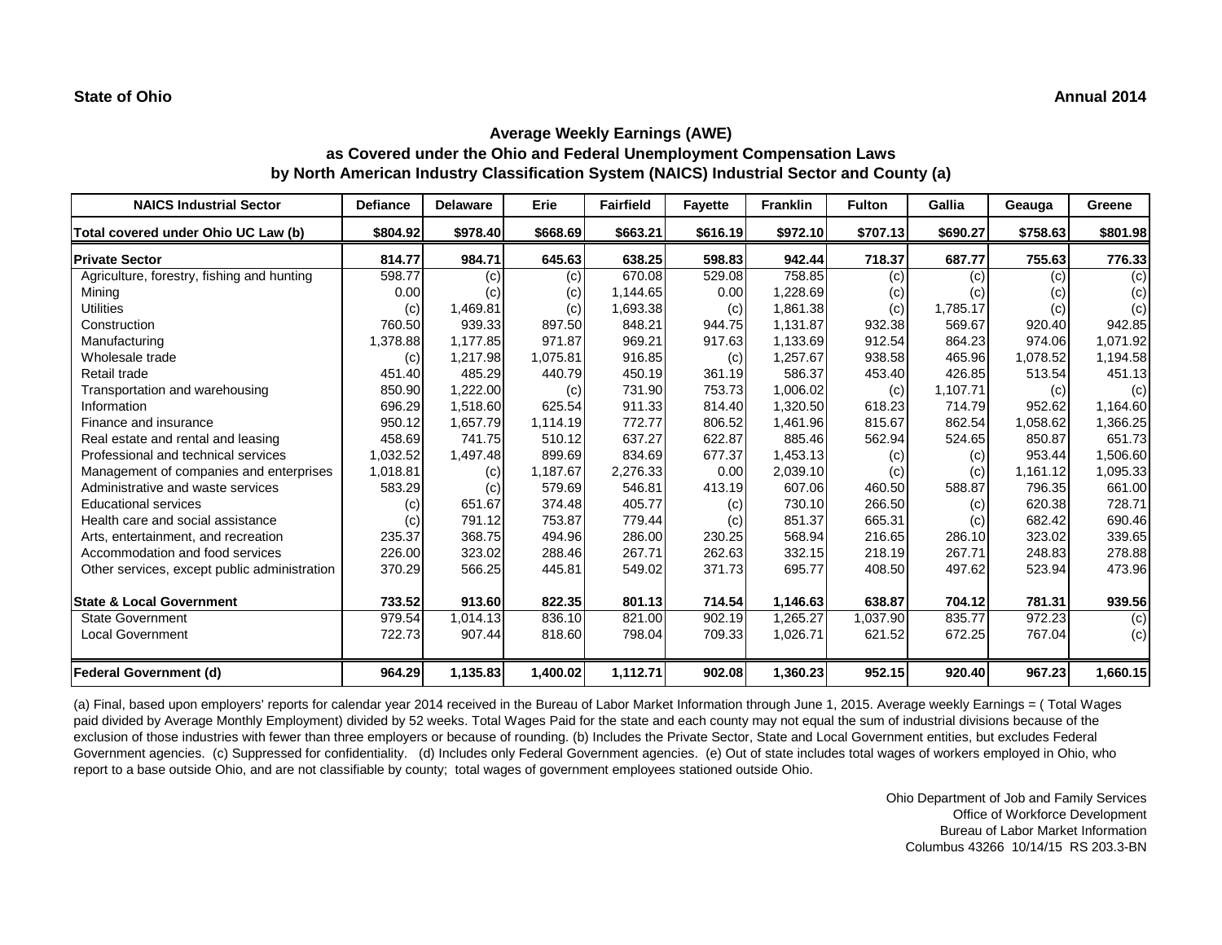**State of Ohio** **Annual 2014**

## Average Weekly Earnings (AWE)
## as Covered under the Ohio and Federal Unemployment Compensation Laws
## by North American Industry Classification System (NAICS) Industrial Sector and County (a)

| NAICS Industrial Sector | Defiance | Delaware | Erie | Fairfield | Fayette | Franklin | Fulton | Gallia | Geauga | Greene |
|---|---|---|---|---|---|---|---|---|---|---|
| Total covered under Ohio UC Law (b) | $804.92 | $978.40 | $668.69 | $663.21 | $616.19 | $972.10 | $707.13 | $690.27 | $758.63 | $801.98 |
| **Private Sector** | 814.77 | 984.71 | 645.63 | 638.25 | 598.83 | 942.44 | 718.37 | 687.77 | 755.63 | 776.33 |
| Agriculture, forestry, fishing and hunting | 598.77 | (c) | (c) | 670.08 | 529.08 | 758.85 | (c) | (c) | (c) | (c) |
| Mining | 0.00 | (c) | (c) | 1,144.65 | 0.00 | 1,228.69 | (c) | (c) | (c) | (c) |
| Utilities | (c) | 1,469.81 | (c) | 1,693.38 | (c) | 1,861.38 | (c) | 1,785.17 | (c) | (c) |
| Construction | 760.50 | 939.33 | 897.50 | 848.21 | 944.75 | 1,131.87 | 932.38 | 569.67 | 920.40 | 942.85 |
| Manufacturing | 1,378.88 | 1,177.85 | 971.87 | 969.21 | 917.63 | 1,133.69 | 912.54 | 864.23 | 974.06 | 1,071.92 |
| Wholesale trade | (c) | 1,217.98 | 1,075.81 | 916.85 | (c) | 1,257.67 | 938.58 | 465.96 | 1,078.52 | 1,194.58 |
| Retail trade | 451.40 | 485.29 | 440.79 | 450.19 | 361.19 | 586.37 | 453.40 | 426.85 | 513.54 | 451.13 |
| Transportation and warehousing | 850.90 | 1,222.00 | (c) | 731.90 | 753.73 | 1,006.02 | (c) | 1,107.71 | (c) | (c) |
| Information | 696.29 | 1,518.60 | 625.54 | 911.33 | 814.40 | 1,320.50 | 618.23 | 714.79 | 952.62 | 1,164.60 |
| Finance and insurance | 950.12 | 1,657.79 | 1,114.19 | 772.77 | 806.52 | 1,461.96 | 815.67 | 862.54 | 1,058.62 | 1,366.25 |
| Real estate and rental and leasing | 458.69 | 741.75 | 510.12 | 637.27 | 622.87 | 885.46 | 562.94 | 524.65 | 850.87 | 651.73 |
| Professional and technical services | 1,032.52 | 1,497.48 | 899.69 | 834.69 | 677.37 | 1,453.13 | (c) | (c) | 953.44 | 1,506.60 |
| Management of companies and enterprises | 1,018.81 | (c) | 1,187.67 | 2,276.33 | 0.00 | 2,039.10 | (c) | (c) | 1,161.12 | 1,095.33 |
| Administrative and waste services | 583.29 | (c) | 579.69 | 546.81 | 413.19 | 607.06 | 460.50 | 588.87 | 796.35 | 661.00 |
| Educational services | (c) | 651.67 | 374.48 | 405.77 | (c) | 730.10 | 266.50 | (c) | 620.38 | 728.71 |
| Health care and social assistance | (c) | 791.12 | 753.87 | 779.44 | (c) | 851.37 | 665.31 | (c) | 682.42 | 690.46 |
| Arts, entertainment, and recreation | 235.37 | 368.75 | 494.96 | 286.00 | 230.25 | 568.94 | 216.65 | 286.10 | 323.02 | 339.65 |
| Accommodation and food services | 226.00 | 323.02 | 288.46 | 267.71 | 262.63 | 332.15 | 218.19 | 267.71 | 248.83 | 278.88 |
| Other services, except public administration | 370.29 | 566.25 | 445.81 | 549.02 | 371.73 | 695.77 | 408.50 | 497.62 | 523.94 | 473.96 |
| **State & Local Government** | 733.52 | 913.60 | 822.35 | 801.13 | 714.54 | 1,146.63 | 638.87 | 704.12 | 781.31 | 939.56 |
| State Government | 979.54 | 1,014.13 | 836.10 | 821.00 | 902.19 | 1,265.27 | 1,037.90 | 835.77 | 972.23 | (c) |
| Local Government | 722.73 | 907.44 | 818.60 | 798.04 | 709.33 | 1,026.71 | 621.52 | 672.25 | 767.04 | (c) |
| **Federal Government (d)** | 964.29 | 1,135.83 | 1,400.02 | 1,112.71 | 902.08 | 1,360.23 | 952.15 | 920.40 | 967.23 | 1,660.15 |

(a) Final, based upon employers' reports for calendar year 2014 received in the Bureau of Labor Market Information through June 1, 2015. Average weekly Earnings = ( Total Wages paid divided by Average Monthly Employment) divided by 52 weeks. Total Wages Paid for the state and each county may not equal the sum of industrial divisions because of the exclusion of those industries with fewer than three employers or because of rounding. (b) Includes the Private Sector, State and Local Government entities, but excludes Federal Government agencies. (c) Suppressed for confidentiality. (d) Includes only Federal Government agencies. (e) Out of state includes total wages of workers employed in Ohio, who report to a base outside Ohio, and are not classifiable by county; total wages of government employees stationed outside Ohio.

Ohio Department of Job and Family Services
Office of Workforce Development
Bureau of Labor Market Information
Columbus 43266 10/14/15 RS 203.3-BN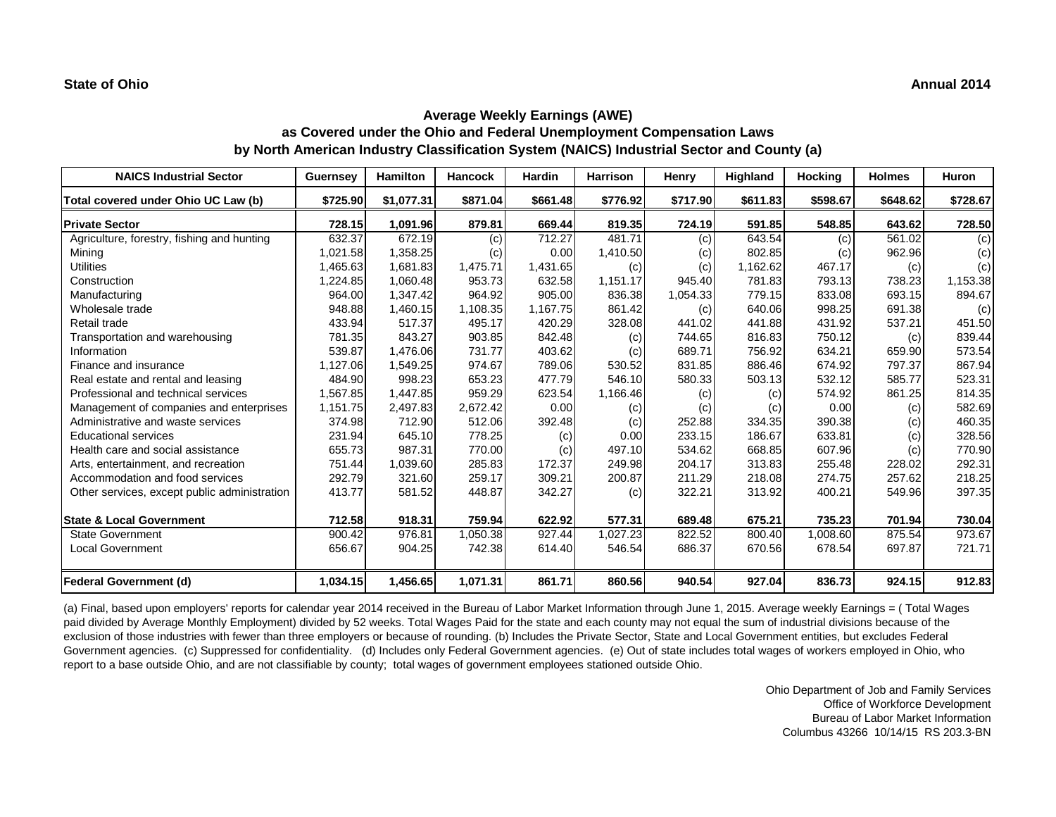**State of Ohio**

**Annual 2014**

## Average Weekly Earnings (AWE)
## as Covered under the Ohio and Federal Unemployment Compensation Laws
## by North American Industry Classification System (NAICS) Industrial Sector and County (a)

| NAICS Industrial Sector | Guernsey | Hamilton | Hancock | Hardin | Harrison | Henry | Highland | Hocking | Holmes | Huron |
|---|---|---|---|---|---|---|---|---|---|---|
| **Total covered under Ohio UC Law (b)** | **$725.90** | **$1,077.31** | **$871.04** | **$661.48** | **$776.92** | **$717.90** | **$611.83** | **$598.67** | **$648.62** | **$728.67** |
| **Private Sector** | **728.15** | **1,091.96** | **879.81** | **669.44** | **819.35** | **724.19** | **591.85** | **548.85** | **643.62** | **728.50** |
| Agriculture, forestry, fishing and hunting | 632.37 | 672.19 | (c) | 712.27 | 481.71 | (c) | 643.54 | (c) | 561.02 | (c) |
| Mining | 1,021.58 | 1,358.25 | (c) | 0.00 | 1,410.50 | (c) | 802.85 | (c) | 962.96 | (c) |
| Utilities | 1,465.63 | 1,681.83 | 1,475.71 | 1,431.65 | (c) | (c) | 1,162.62 | 467.17 | (c) | (c) |
| Construction | 1,224.85 | 1,060.48 | 953.73 | 632.58 | 1,151.17 | 945.40 | 781.83 | 793.13 | 738.23 | 1,153.38 |
| Manufacturing | 964.00 | 1,347.42 | 964.92 | 905.00 | 836.38 | 1,054.33 | 779.15 | 833.08 | 693.15 | 894.67 |
| Wholesale trade | 948.88 | 1,460.15 | 1,108.35 | 1,167.75 | 861.42 | (c) | 640.06 | 998.25 | 691.38 | (c) |
| Retail trade | 433.94 | 517.37 | 495.17 | 420.29 | 328.08 | 441.02 | 441.88 | 431.92 | 537.21 | 451.50 |
| Transportation and warehousing | 781.35 | 843.27 | 903.85 | 842.48 | (c) | 744.65 | 816.83 | 750.12 | (c) | 839.44 |
| Information | 539.87 | 1,476.06 | 731.77 | 403.62 | (c) | 689.71 | 756.92 | 634.21 | 659.90 | 573.54 |
| Finance and insurance | 1,127.06 | 1,549.25 | 974.67 | 789.06 | 530.52 | 831.85 | 886.46 | 674.92 | 797.37 | 867.94 |
| Real estate and rental and leasing | 484.90 | 998.23 | 653.23 | 477.79 | 546.10 | 580.33 | 503.13 | 532.12 | 585.77 | 523.31 |
| Professional and technical services | 1,567.85 | 1,447.85 | 959.29 | 623.54 | 1,166.46 | (c) | (c) | 574.92 | 861.25 | 814.35 |
| Management of companies and enterprises | 1,151.75 | 2,497.83 | 2,672.42 | 0.00 | (c) | (c) | (c) | 0.00 | (c) | 582.69 |
| Administrative and waste services | 374.98 | 712.90 | 512.06 | 392.48 | (c) | 252.88 | 334.35 | 390.38 | (c) | 460.35 |
| Educational services | 231.94 | 645.10 | 778.25 | (c) | 0.00 | 233.15 | 186.67 | 633.81 | (c) | 328.56 |
| Health care and social assistance | 655.73 | 987.31 | 770.00 | (c) | 497.10 | 534.62 | 668.85 | 607.96 | (c) | 770.90 |
| Arts, entertainment, and recreation | 751.44 | 1,039.60 | 285.83 | 172.37 | 249.98 | 204.17 | 313.83 | 255.48 | 228.02 | 292.31 |
| Accommodation and food services | 292.79 | 321.60 | 259.17 | 309.21 | 200.87 | 211.29 | 218.08 | 274.75 | 257.62 | 218.25 |
| Other services, except public administration | 413.77 | 581.52 | 448.87 | 342.27 | (c) | 322.21 | 313.92 | 400.21 | 549.96 | 397.35 |
| **State & Local Government** | **712.58** | **918.31** | **759.94** | **622.92** | **577.31** | **689.48** | **675.21** | **735.23** | **701.94** | **730.04** |
| State Government | 900.42 | 976.81 | 1,050.38 | 927.44 | 1,027.23 | 822.52 | 800.40 | 1,008.60 | 875.54 | 973.67 |
| Local Government | 656.67 | 904.25 | 742.38 | 614.40 | 546.54 | 686.37 | 670.56 | 678.54 | 697.87 | 721.71 |
| **Federal Government (d)** | **1,034.15** | **1,456.65** | **1,071.31** | **861.71** | **860.56** | **940.54** | **927.04** | **836.73** | **924.15** | **912.83** |

(a) Final, based upon employers' reports for calendar year 2014 received in the Bureau of Labor Market Information through June 1, 2015. Average weekly Earnings = ( Total Wages paid divided by Average Monthly Employment) divided by 52 weeks. Total Wages Paid for the state and each county may not equal the sum of industrial divisions because of the exclusion of those industries with fewer than three employers or because of rounding. (b) Includes the Private Sector, State and Local Government entities, but excludes Federal Government agencies. (c) Suppressed for confidentiality. (d) Includes only Federal Government agencies. (e) Out of state includes total wages of workers employed in Ohio, who report to a base outside Ohio, and are not classifiable by county; total wages of government employees stationed outside Ohio.

Ohio Department of Job and Family Services
Office of Workforce Development
Bureau of Labor Market Information
Columbus 43266 10/14/15 RS 203.3-BN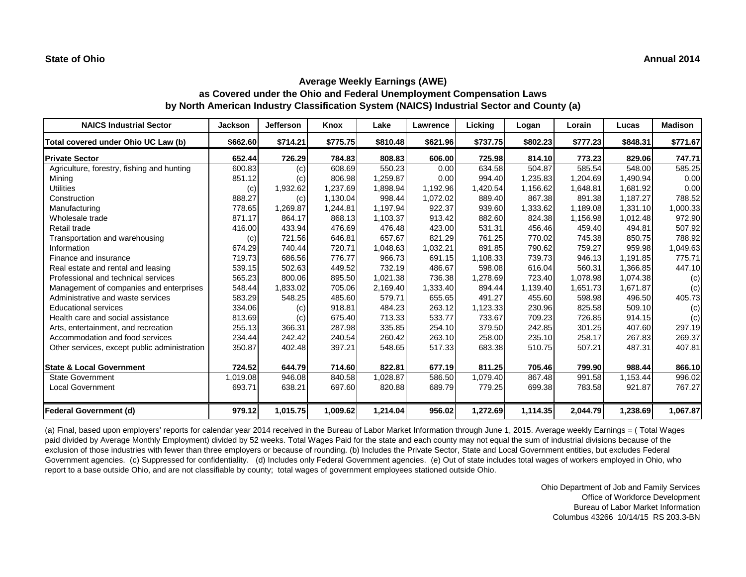**State of Ohio** **Annual 2014**

## Average Weekly Earnings (AWE)
## as Covered under the Ohio and Federal Unemployment Compensation Laws
## by North American Industry Classification System (NAICS) Industrial Sector and County (a)

| NAICS Industrial Sector | Jackson | Jefferson | Knox | Lake | Lawrence | Licking | Logan | Lorain | Lucas | Madison |
|---|---|---|---|---|---|---|---|---|---|---|
| **Total covered under Ohio UC Law (b)** | **$662.60** | **$714.21** | **$775.75** | **$810.48** | **$621.96** | **$737.75** | **$802.23** | **$777.23** | **$848.31** | **$771.67** |
| **Private Sector** | **652.44** | **726.29** | **784.83** | **808.83** | **606.00** | **725.98** | **814.10** | **773.23** | **829.06** | **747.71** |
| Agriculture, forestry, fishing and hunting | 600.83 | (c) | 608.69 | 550.23 | 0.00 | 634.58 | 504.87 | 585.54 | 548.00 | 585.25 |
| Mining | 851.12 | (c) | 806.98 | 1,259.87 | 0.00 | 994.40 | 1,235.83 | 1,204.69 | 1,490.94 | 0.00 |
| Utilities | (c) | 1,932.62 | 1,237.69 | 1,898.94 | 1,192.96 | 1,420.54 | 1,156.62 | 1,648.81 | 1,681.92 | 0.00 |
| Construction | 888.27 | (c) | 1,130.04 | 998.44 | 1,072.02 | 889.40 | 867.38 | 891.38 | 1,187.27 | 788.52 |
| Manufacturing | 778.65 | 1,269.87 | 1,244.81 | 1,197.94 | 922.37 | 939.60 | 1,333.62 | 1,189.08 | 1,331.10 | 1,000.33 |
| Wholesale trade | 871.17 | 864.17 | 868.13 | 1,103.37 | 913.42 | 882.60 | 824.38 | 1,156.98 | 1,012.48 | 972.90 |
| Retail trade | 416.00 | 433.94 | 476.69 | 476.48 | 423.00 | 531.31 | 456.46 | 459.40 | 494.81 | 507.92 |
| Transportation and warehousing | (c) | 721.56 | 646.81 | 657.67 | 821.29 | 761.25 | 770.02 | 745.38 | 850.75 | 788.92 |
| Information | 674.29 | 740.44 | 720.71 | 1,048.63 | 1,032.21 | 891.85 | 790.62 | 759.27 | 959.98 | 1,049.63 |
| Finance and insurance | 719.73 | 686.56 | 776.77 | 966.73 | 691.15 | 1,108.33 | 739.73 | 946.13 | 1,191.85 | 775.71 |
| Real estate and rental and leasing | 539.15 | 502.63 | 449.52 | 732.19 | 486.67 | 598.08 | 616.04 | 560.31 | 1,366.85 | 447.10 |
| Professional and technical services | 565.23 | 800.06 | 895.50 | 1,021.38 | 736.38 | 1,278.69 | 723.40 | 1,078.98 | 1,074.38 | (c) |
| Management of companies and enterprises | 548.44 | 1,833.02 | 705.06 | 2,169.40 | 1,333.40 | 894.44 | 1,139.40 | 1,651.73 | 1,671.87 | (c) |
| Administrative and waste services | 583.29 | 548.25 | 485.60 | 579.71 | 655.65 | 491.27 | 455.60 | 598.98 | 496.50 | 405.73 |
| Educational services | 334.06 | (c) | 918.81 | 484.23 | 263.12 | 1,123.33 | 230.96 | 825.58 | 509.10 | (c) |
| Health care and social assistance | 813.69 | (c) | 675.40 | 713.33 | 533.77 | 733.67 | 709.23 | 726.85 | 914.15 | (c) |
| Arts, entertainment, and recreation | 255.13 | 366.31 | 287.98 | 335.85 | 254.10 | 379.50 | 242.85 | 301.25 | 407.60 | 297.19 |
| Accommodation and food services | 234.44 | 242.42 | 240.54 | 260.42 | 263.10 | 258.00 | 235.10 | 258.17 | 267.83 | 269.37 |
| Other services, except public administration | 350.87 | 402.48 | 397.21 | 548.65 | 517.33 | 683.38 | 510.75 | 507.21 | 487.31 | 407.81 |
| **State & Local Government** | **724.52** | **644.79** | **714.60** | **822.81** | **677.19** | **811.25** | **705.46** | **799.90** | **988.44** | **866.10** |
| State Government | 1,019.08 | 946.08 | 840.58 | 1,028.87 | 586.50 | 1,079.40 | 867.48 | 991.58 | 1,153.44 | 996.02 |
| Local Government | 693.71 | 638.21 | 697.60 | 820.88 | 689.79 | 779.25 | 699.38 | 783.58 | 921.87 | 767.27 |
| **Federal Government (d)** | **979.12** | **1,015.75** | **1,009.62** | **1,214.04** | **956.02** | **1,272.69** | **1,114.35** | **2,044.79** | **1,238.69** | **1,067.87** |

(a) Final, based upon employers' reports for calendar year 2014 received in the Bureau of Labor Market Information through June 1, 2015. Average weekly Earnings = ( Total Wages paid divided by Average Monthly Employment) divided by 52 weeks. Total Wages Paid for the state and each county may not equal the sum of industrial divisions because of the exclusion of those industries with fewer than three employers or because of rounding. (b) Includes the Private Sector, State and Local Government entities, but excludes Federal Government agencies. (c) Suppressed for confidentiality. (d) Includes only Federal Government agencies. (e) Out of state includes total wages of workers employed in Ohio, who report to a base outside Ohio, and are not classifiable by county; total wages of government employees stationed outside Ohio.

Ohio Department of Job and Family Services
Office of Workforce Development
Bureau of Labor Market Information
Columbus 43266 10/14/15 RS 203.3-BN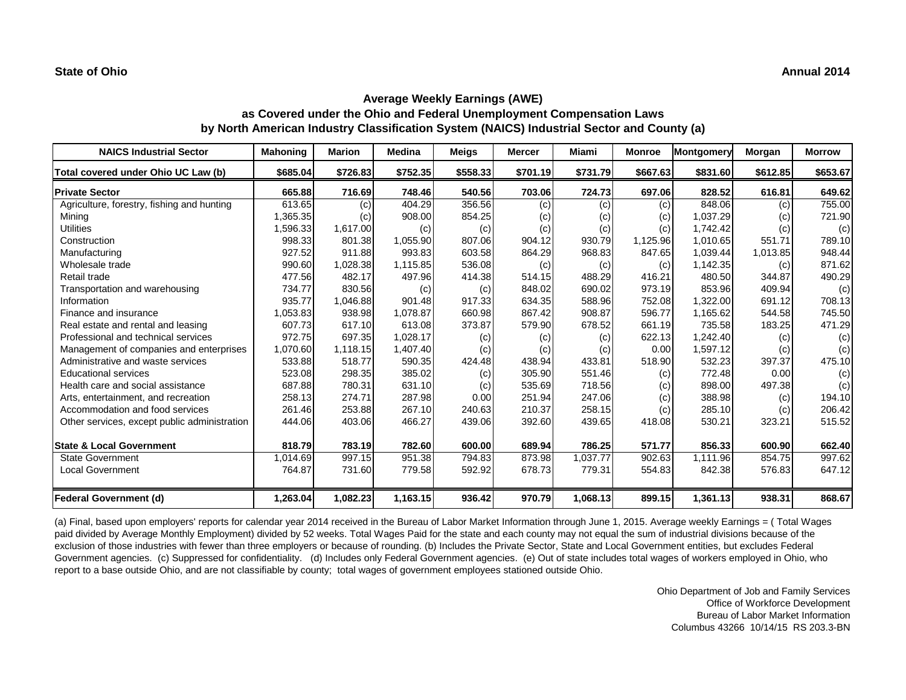**State of Ohio** **Annual 2014**

## Average Weekly Earnings (AWE)
## as Covered under the Ohio and Federal Unemployment Compensation Laws
## by North American Industry Classification System (NAICS) Industrial Sector and County (a)

| NAICS Industrial Sector | Mahoning | Marion | Medina | Meigs | Mercer | Miami | Monroe | Montgomery | Morgan | Morrow |
|---|---|---|---|---|---|---|---|---|---|---|
| **Total covered under Ohio UC Law (b)** | **$685.04** | **$726.83** | **$752.35** | **$558.33** | **$701.19** | **$731.79** | **$667.63** | **$831.60** | **$612.85** | **$653.67** |
| **Private Sector** | **665.88** | **716.69** | **748.46** | **540.56** | **703.06** | **724.73** | **697.06** | **828.52** | **616.81** | **649.62** |
| Agriculture, forestry, fishing and hunting | 613.65 | (c) | 404.29 | 356.56 | (c) | (c) | (c) | 848.06 | (c) | 755.00 |
| Mining | 1,365.35 | (c) | 908.00 | 854.25 | (c) | (c) | (c) | 1,037.29 | (c) | 721.90 |
| Utilities | 1,596.33 | 1,617.00 | (c) | (c) | (c) | (c) | (c) | 1,742.42 | (c) | (c) |
| Construction | 998.33 | 801.38 | 1,055.90 | 807.06 | 904.12 | 930.79 | 1,125.96 | 1,010.65 | 551.71 | 789.10 |
| Manufacturing | 927.52 | 911.88 | 993.83 | 603.58 | 864.29 | 968.83 | 847.65 | 1,039.44 | 1,013.85 | 948.44 |
| Wholesale trade | 990.60 | 1,028.38 | 1,115.85 | 536.08 | (c) | (c) | (c) | 1,142.35 | (c) | 871.62 |
| Retail trade | 477.56 | 482.17 | 497.96 | 414.38 | 514.15 | 488.29 | 416.21 | 480.50 | 344.87 | 490.29 |
| Transportation and warehousing | 734.77 | 830.56 | (c) | (c) | 848.02 | 690.02 | 973.19 | 853.96 | 409.94 | (c) |
| Information | 935.77 | 1,046.88 | 901.48 | 917.33 | 634.35 | 588.96 | 752.08 | 1,322.00 | 691.12 | 708.13 |
| Finance and insurance | 1,053.83 | 938.98 | 1,078.87 | 660.98 | 867.42 | 908.87 | 596.77 | 1,165.62 | 544.58 | 745.50 |
| Real estate and rental and leasing | 607.73 | 617.10 | 613.08 | 373.87 | 579.90 | 678.52 | 661.19 | 735.58 | 183.25 | 471.29 |
| Professional and technical services | 972.75 | 697.35 | 1,028.17 | (c) | (c) | (c) | 622.13 | 1,242.40 | (c) | (c) |
| Management of companies and enterprises | 1,070.60 | 1,118.15 | 1,407.40 | (c) | (c) | (c) | 0.00 | 1,597.12 | (c) | (c) |
| Administrative and waste services | 533.88 | 518.77 | 590.35 | 424.48 | 438.94 | 433.81 | 518.90 | 532.23 | 397.37 | 475.10 |
| Educational services | 523.08 | 298.35 | 385.02 | (c) | 305.90 | 551.46 | (c) | 772.48 | 0.00 | (c) |
| Health care and social assistance | 687.88 | 780.31 | 631.10 | (c) | 535.69 | 718.56 | (c) | 898.00 | 497.38 | (c) |
| Arts, entertainment, and recreation | 258.13 | 274.71 | 287.98 | 0.00 | 251.94 | 247.06 | (c) | 388.98 | (c) | 194.10 |
| Accommodation and food services | 261.46 | 253.88 | 267.10 | 240.63 | 210.37 | 258.15 | (c) | 285.10 | (c) | 206.42 |
| Other services, except public administration | 444.06 | 403.06 | 466.27 | 439.06 | 392.60 | 439.65 | 418.08 | 530.21 | 323.21 | 515.52 |
| **State & Local Government** | **818.79** | **783.19** | **782.60** | **600.00** | **689.94** | **786.25** | **571.77** | **856.33** | **600.90** | **662.40** |
| State Government | 1,014.69 | 997.15 | 951.38 | 794.83 | 873.98 | 1,037.77 | 902.63 | 1,111.96 | 854.75 | 997.62 |
| Local Government | 764.87 | 731.60 | 779.58 | 592.92 | 678.73 | 779.31 | 554.83 | 842.38 | 576.83 | 647.12 |
| **Federal Government (d)** | **1,263.04** | **1,082.23** | **1,163.15** | **936.42** | **970.79** | **1,068.13** | **899.15** | **1,361.13** | **938.31** | **868.67** |

(a) Final, based upon employers' reports for calendar year 2014 received in the Bureau of Labor Market Information through June 1, 2015. Average weekly Earnings = ( Total Wages paid divided by Average Monthly Employment) divided by 52 weeks. Total Wages Paid for the state and each county may not equal the sum of industrial divisions because of the exclusion of those industries with fewer than three employers or because of rounding. (b) Includes the Private Sector, State and Local Government entities, but excludes Federal Government agencies. (c) Suppressed for confidentiality. (d) Includes only Federal Government agencies. (e) Out of state includes total wages of workers employed in Ohio, who report to a base outside Ohio, and are not classifiable by county; total wages of government employees stationed outside Ohio.

Ohio Department of Job and Family Services
Office of Workforce Development
Bureau of Labor Market Information
Columbus 43266 10/14/15 RS 203.3-BN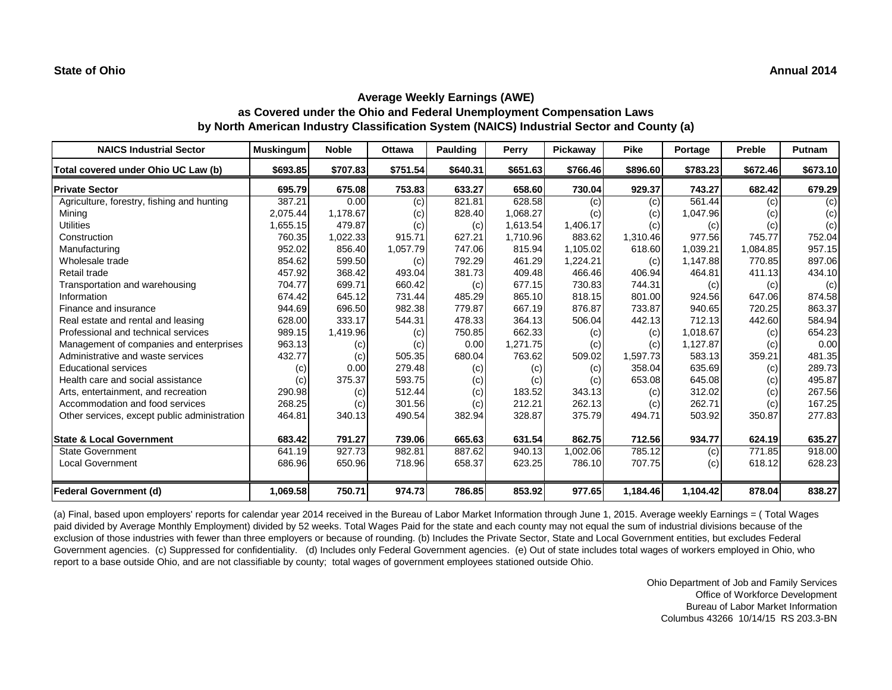**State of Ohio** **Annual 2014**

## Average Weekly Earnings (AWE)
## as Covered under the Ohio and Federal Unemployment Compensation Laws
## by North American Industry Classification System (NAICS) Industrial Sector and County (a)

| NAICS Industrial Sector | Muskingum | Noble | Ottawa | Paulding | Perry | Pickaway | Pike | Portage | Preble | Putnam |
|---|---|---|---|---|---|---|---|---|---|---|
| **Total covered under Ohio UC Law (b)** | **$693.85** | **$707.83** | **$751.54** | **$640.31** | **$651.63** | **$766.46** | **$896.60** | **$783.23** | **$672.46** | **$673.10** |
| **Private Sector** | **695.79** | **675.08** | **753.83** | **633.27** | **658.60** | **730.04** | **929.37** | **743.27** | **682.42** | **679.29** |
| Agriculture, forestry, fishing and hunting | 387.21 | 0.00 | (c) | 821.81 | 628.58 | (c) | (c) | 561.44 | (c) | (c) |
| Mining | 2,075.44 | 1,178.67 | (c) | 828.40 | 1,068.27 | (c) | (c) | 1,047.96 | (c) | (c) |
| Utilities | 1,655.15 | 479.87 | (c) | (c) | 1,613.54 | 1,406.17 | (c) | (c) | (c) | (c) |
| Construction | 760.35 | 1,022.33 | 915.71 | 627.21 | 1,710.96 | 883.62 | 1,310.46 | 977.56 | 745.77 | 752.04 |
| Manufacturing | 952.02 | 856.40 | 1,057.79 | 747.06 | 815.94 | 1,105.02 | 618.60 | 1,039.21 | 1,084.85 | 957.15 |
| Wholesale trade | 854.62 | 599.50 | (c) | 792.29 | 461.29 | 1,224.21 | (c) | 1,147.88 | 770.85 | 897.06 |
| Retail trade | 457.92 | 368.42 | 493.04 | 381.73 | 409.48 | 466.46 | 406.94 | 464.81 | 411.13 | 434.10 |
| Transportation and warehousing | 704.77 | 699.71 | 660.42 | (c) | 677.15 | 730.83 | 744.31 | (c) | (c) | (c) |
| Information | 674.42 | 645.12 | 731.44 | 485.29 | 865.10 | 818.15 | 801.00 | 924.56 | 647.06 | 874.58 |
| Finance and insurance | 944.69 | 696.50 | 982.38 | 779.87 | 667.19 | 876.87 | 733.87 | 940.65 | 720.25 | 863.37 |
| Real estate and rental and leasing | 628.00 | 333.17 | 544.31 | 478.33 | 364.13 | 506.04 | 442.13 | 712.13 | 442.60 | 584.94 |
| Professional and technical services | 989.15 | 1,419.96 | (c) | 750.85 | 662.33 | (c) | (c) | 1,018.67 | (c) | 654.23 |
| Management of companies and enterprises | 963.13 | (c) | (c) | 0.00 | 1,271.75 | (c) | (c) | 1,127.87 | (c) | 0.00 |
| Administrative and waste services | 432.77 | (c) | 505.35 | 680.04 | 763.62 | 509.02 | 1,597.73 | 583.13 | 359.21 | 481.35 |
| Educational services | (c) | 0.00 | 279.48 | (c) | (c) | (c) | 358.04 | 635.69 | (c) | 289.73 |
| Health care and social assistance | (c) | 375.37 | 593.75 | (c) | (c) | (c) | 653.08 | 645.08 | (c) | 495.87 |
| Arts, entertainment, and recreation | 290.98 | (c) | 512.44 | (c) | 183.52 | 343.13 | (c) | 312.02 | (c) | 267.56 |
| Accommodation and food services | 268.25 | (c) | 301.56 | (c) | 212.21 | 262.13 | (c) | 262.71 | (c) | 167.25 |
| Other services, except public administration | 464.81 | 340.13 | 490.54 | 382.94 | 328.87 | 375.79 | 494.71 | 503.92 | 350.87 | 277.83 |
| **State & Local Government** | **683.42** | **791.27** | **739.06** | **665.63** | **631.54** | **862.75** | **712.56** | **934.77** | **624.19** | **635.27** |
| State Government | 641.19 | 927.73 | 982.81 | 887.62 | 940.13 | 1,002.06 | 785.12 | (c) | 771.85 | 918.00 |
| Local Government | 686.96 | 650.96 | 718.96 | 658.37 | 623.25 | 786.10 | 707.75 | (c) | 618.12 | 628.23 |
| **Federal Government (d)** | **1,069.58** | **750.71** | **974.73** | **786.85** | **853.92** | **977.65** | **1,184.46** | **1,104.42** | **878.04** | **838.27** |

(a) Final, based upon employers' reports for calendar year 2014 received in the Bureau of Labor Market Information through June 1, 2015. Average weekly Earnings = ( Total Wages paid divided by Average Monthly Employment) divided by 52 weeks. Total Wages Paid for the state and each county may not equal the sum of industrial divisions because of the exclusion of those industries with fewer than three employers or because of rounding. (b) Includes the Private Sector, State and Local Government entities, but excludes Federal Government agencies. (c) Suppressed for confidentiality. (d) Includes only Federal Government agencies. (e) Out of state includes total wages of workers employed in Ohio, who report to a base outside Ohio, and are not classifiable by county; total wages of government employees stationed outside Ohio.

Ohio Department of Job and Family Services
Office of Workforce Development
Bureau of Labor Market Information
Columbus 43266 10/14/15 RS 203.3-BN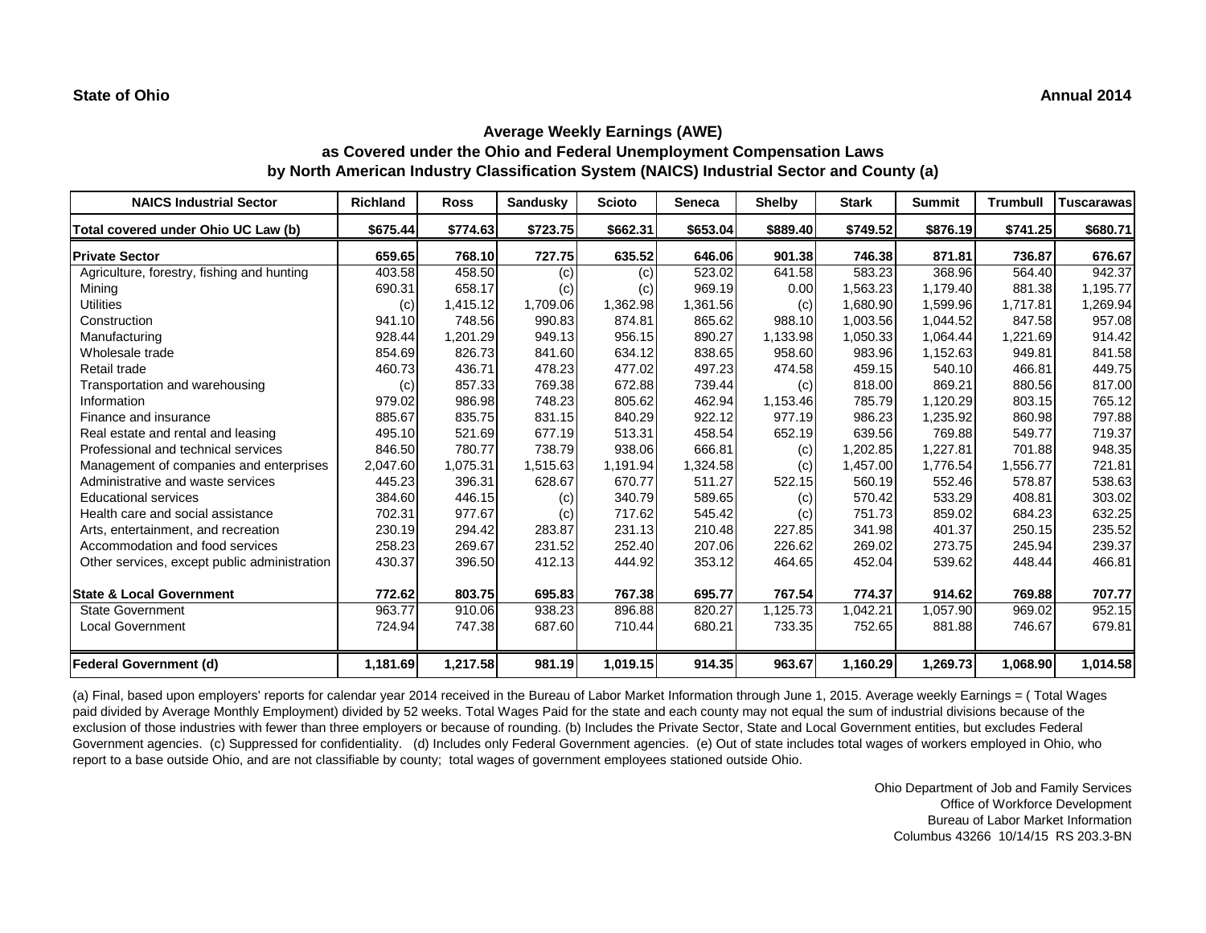**State of Ohio** **Annual 2014**

## Average Weekly Earnings (AWE)
## as Covered under the Ohio and Federal Unemployment Compensation Laws
## by North American Industry Classification System (NAICS) Industrial Sector and County (a)

| NAICS Industrial Sector | Richland | Ross | Sandusky | Scioto | Seneca | Shelby | Stark | Summit | Trumbull | Tuscarawas |
|---|---|---|---|---|---|---|---|---|---|---|
| **Total covered under Ohio UC Law (b)** | **$675.44** | **$774.63** | **$723.75** | **$662.31** | **$653.04** | **$889.40** | **$749.52** | **$876.19** | **$741.25** | **$680.71** |
| **Private Sector** | **659.65** | **768.10** | **727.75** | **635.52** | **646.06** | **901.38** | **746.38** | **871.81** | **736.87** | **676.67** |
| Agriculture, forestry, fishing and hunting | 403.58 | 458.50 | (c) | (c) | 523.02 | 641.58 | 583.23 | 368.96 | 564.40 | 942.37 |
| Mining | 690.31 | 658.17 | (c) | (c) | 969.19 | 0.00 | 1,563.23 | 1,179.40 | 881.38 | 1,195.77 |
| Utilities | (c) | 1,415.12 | 1,709.06 | 1,362.98 | 1,361.56 | (c) | 1,680.90 | 1,599.96 | 1,717.81 | 1,269.94 |
| Construction | 941.10 | 748.56 | 990.83 | 874.81 | 865.62 | 988.10 | 1,003.56 | 1,044.52 | 847.58 | 957.08 |
| Manufacturing | 928.44 | 1,201.29 | 949.13 | 956.15 | 890.27 | 1,133.98 | 1,050.33 | 1,064.44 | 1,221.69 | 914.42 |
| Wholesale trade | 854.69 | 826.73 | 841.60 | 634.12 | 838.65 | 958.60 | 983.96 | 1,152.63 | 949.81 | 841.58 |
| Retail trade | 460.73 | 436.71 | 478.23 | 477.02 | 497.23 | 474.58 | 459.15 | 540.10 | 466.81 | 449.75 |
| Transportation and warehousing | (c) | 857.33 | 769.38 | 672.88 | 739.44 | (c) | 818.00 | 869.21 | 880.56 | 817.00 |
| Information | 979.02 | 986.98 | 748.23 | 805.62 | 462.94 | 1,153.46 | 785.79 | 1,120.29 | 803.15 | 765.12 |
| Finance and insurance | 885.67 | 835.75 | 831.15 | 840.29 | 922.12 | 977.19 | 986.23 | 1,235.92 | 860.98 | 797.88 |
| Real estate and rental and leasing | 495.10 | 521.69 | 677.19 | 513.31 | 458.54 | 652.19 | 639.56 | 769.88 | 549.77 | 719.37 |
| Professional and technical services | 846.50 | 780.77 | 738.79 | 938.06 | 666.81 | (c) | 1,202.85 | 1,227.81 | 701.88 | 948.35 |
| Management of companies and enterprises | 2,047.60 | 1,075.31 | 1,515.63 | 1,191.94 | 1,324.58 | (c) | 1,457.00 | 1,776.54 | 1,556.77 | 721.81 |
| Administrative and waste services | 445.23 | 396.31 | 628.67 | 670.77 | 511.27 | 522.15 | 560.19 | 552.46 | 578.87 | 538.63 |
| Educational services | 384.60 | 446.15 | (c) | 340.79 | 589.65 | (c) | 570.42 | 533.29 | 408.81 | 303.02 |
| Health care and social assistance | 702.31 | 977.67 | (c) | 717.62 | 545.42 | (c) | 751.73 | 859.02 | 684.23 | 632.25 |
| Arts, entertainment, and recreation | 230.19 | 294.42 | 283.87 | 231.13 | 210.48 | 227.85 | 341.98 | 401.37 | 250.15 | 235.52 |
| Accommodation and food services | 258.23 | 269.67 | 231.52 | 252.40 | 207.06 | 226.62 | 269.02 | 273.75 | 245.94 | 239.37 |
| Other services, except public administration | 430.37 | 396.50 | 412.13 | 444.92 | 353.12 | 464.65 | 452.04 | 539.62 | 448.44 | 466.81 |
| **State & Local Government** | **772.62** | **803.75** | **695.83** | **767.38** | **695.77** | **767.54** | **774.37** | **914.62** | **769.88** | **707.77** |
| State Government | 963.77 | 910.06 | 938.23 | 896.88 | 820.27 | 1,125.73 | 1,042.21 | 1,057.90 | 969.02 | 952.15 |
| Local Government | 724.94 | 747.38 | 687.60 | 710.44 | 680.21 | 733.35 | 752.65 | 881.88 | 746.67 | 679.81 |
| **Federal Government (d)** | **1,181.69** | **1,217.58** | **981.19** | **1,019.15** | **914.35** | **963.67** | **1,160.29** | **1,269.73** | **1,068.90** | **1,014.58** |

(a) Final, based upon employers' reports for calendar year 2014 received in the Bureau of Labor Market Information through June 1, 2015. Average weekly Earnings = ( Total Wages paid divided by Average Monthly Employment) divided by 52 weeks. Total Wages Paid for the state and each county may not equal the sum of industrial divisions because of the exclusion of those industries with fewer than three employers or because of rounding. (b) Includes the Private Sector, State and Local Government entities, but excludes Federal Government agencies. (c) Suppressed for confidentiality. (d) Includes only Federal Government agencies. (e) Out of state includes total wages of workers employed in Ohio, who report to a base outside Ohio, and are not classifiable by county; total wages of government employees stationed outside Ohio.

Ohio Department of Job and Family Services
Office of Workforce Development
Bureau of Labor Market Information
Columbus 43266 10/14/15 RS 203.3-BN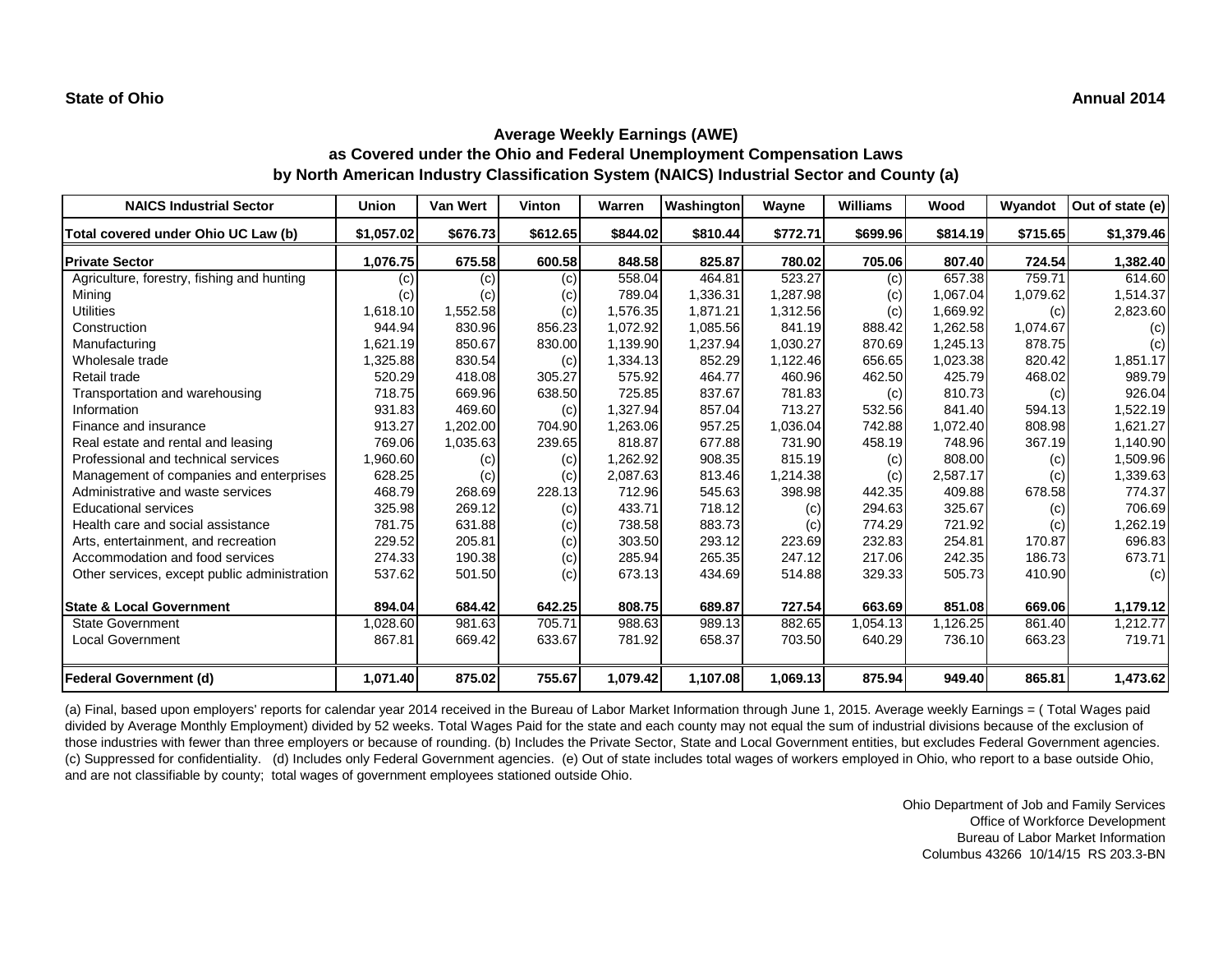**State of Ohio** **Annual 2014**

## Average Weekly Earnings (AWE)
## as Covered under the Ohio and Federal Unemployment Compensation Laws
## by North American Industry Classification System (NAICS) Industrial Sector and County (a)

| NAICS Industrial Sector | Union | Van Wert | Vinton | Warren | Washington | Wayne | Williams | Wood | Wyandot | Out of state (e) |
|---|---|---|---|---|---|---|---|---|---|---|
| **Total covered under Ohio UC Law (b)** | **$1,057.02** | **$676.73** | **$612.65** | **$844.02** | **$810.44** | **$772.71** | **$699.96** | **$814.19** | **$715.65** | **$1,379.46** |
| **Private Sector** | **1,076.75** | **675.58** | **600.58** | **848.58** | **825.87** | **780.02** | **705.06** | **807.40** | **724.54** | **1,382.40** |
| Agriculture, forestry, fishing and hunting | (c) | (c) | (c) | 558.04 | 464.81 | 523.27 | (c) | 657.38 | 759.71 | 614.60 |
| Mining | (c) | (c) | (c) | 789.04 | 1,336.31 | 1,287.98 | (c) | 1,067.04 | 1,079.62 | 1,514.37 |
| Utilities | 1,618.10 | 1,552.58 | (c) | 1,576.35 | 1,871.21 | 1,312.56 | (c) | 1,669.92 | (c) | 2,823.60 |
| Construction | 944.94 | 830.96 | 856.23 | 1,072.92 | 1,085.56 | 841.19 | 888.42 | 1,262.58 | 1,074.67 | (c) |
| Manufacturing | 1,621.19 | 850.67 | 830.00 | 1,139.90 | 1,237.94 | 1,030.27 | 870.69 | 1,245.13 | 878.75 | (c) |
| Wholesale trade | 1,325.88 | 830.54 | (c) | 1,334.13 | 852.29 | 1,122.46 | 656.65 | 1,023.38 | 820.42 | 1,851.17 |
| Retail trade | 520.29 | 418.08 | 305.27 | 575.92 | 464.77 | 460.96 | 462.50 | 425.79 | 468.02 | 989.79 |
| Transportation and warehousing | 718.75 | 669.96 | 638.50 | 725.85 | 837.67 | 781.83 | (c) | 810.73 | (c) | 926.04 |
| Information | 931.83 | 469.60 | (c) | 1,327.94 | 857.04 | 713.27 | 532.56 | 841.40 | 594.13 | 1,522.19 |
| Finance and insurance | 913.27 | 1,202.00 | 704.90 | 1,263.06 | 957.25 | 1,036.04 | 742.88 | 1,072.40 | 808.98 | 1,621.27 |
| Real estate and rental and leasing | 769.06 | 1,035.63 | 239.65 | 818.87 | 677.88 | 731.90 | 458.19 | 748.96 | 367.19 | 1,140.90 |
| Professional and technical services | 1,960.60 | (c) | (c) | 1,262.92 | 908.35 | 815.19 | (c) | 808.00 | (c) | 1,509.96 |
| Management of companies and enterprises | 628.25 | (c) | (c) | 2,087.63 | 813.46 | 1,214.38 | (c) | 2,587.17 | (c) | 1,339.63 |
| Administrative and waste services | 468.79 | 268.69 | 228.13 | 712.96 | 545.63 | 398.98 | 442.35 | 409.88 | 678.58 | 774.37 |
| Educational services | 325.98 | 269.12 | (c) | 433.71 | 718.12 | (c) | 294.63 | 325.67 | (c) | 706.69 |
| Health care and social assistance | 781.75 | 631.88 | (c) | 738.58 | 883.73 | (c) | 774.29 | 721.92 | (c) | 1,262.19 |
| Arts, entertainment, and recreation | 229.52 | 205.81 | (c) | 303.50 | 293.12 | 223.69 | 232.83 | 254.81 | 170.87 | 696.83 |
| Accommodation and food services | 274.33 | 190.38 | (c) | 285.94 | 265.35 | 247.12 | 217.06 | 242.35 | 186.73 | 673.71 |
| Other services, except public administration | 537.62 | 501.50 | (c) | 673.13 | 434.69 | 514.88 | 329.33 | 505.73 | 410.90 | (c) |
| **State & Local Government** | **894.04** | **684.42** | **642.25** | **808.75** | **689.87** | **727.54** | **663.69** | **851.08** | **669.06** | **1,179.12** |
| State Government | 1,028.60 | 981.63 | 705.71 | 988.63 | 989.13 | 882.65 | 1,054.13 | 1,126.25 | 861.40 | 1,212.77 |
| Local Government | 867.81 | 669.42 | 633.67 | 781.92 | 658.37 | 703.50 | 640.29 | 736.10 | 663.23 | 719.71 |
| **Federal Government (d)** | **1,071.40** | **875.02** | **755.67** | **1,079.42** | **1,107.08** | **1,069.13** | **875.94** | **949.40** | **865.81** | **1,473.62** |

(a) Final, based upon employers' reports for calendar year 2014 received in the Bureau of Labor Market Information through June 1, 2015. Average weekly Earnings = ( Total Wages paid divided by Average Monthly Employment) divided by 52 weeks. Total Wages Paid for the state and each county may not equal the sum of industrial divisions because of the exclusion of those industries with fewer than three employers or because of rounding. (b) Includes the Private Sector, State and Local Government entities, but excludes Federal Government agencies. (c) Suppressed for confidentiality. (d) Includes only Federal Government agencies. (e) Out of state includes total wages of workers employed in Ohio, who report to a base outside Ohio, and are not classifiable by county; total wages of government employees stationed outside Ohio.

Ohio Department of Job and Family Services
Office of Workforce Development
Bureau of Labor Market Information
Columbus 43266 10/14/15 RS 203.3-BN